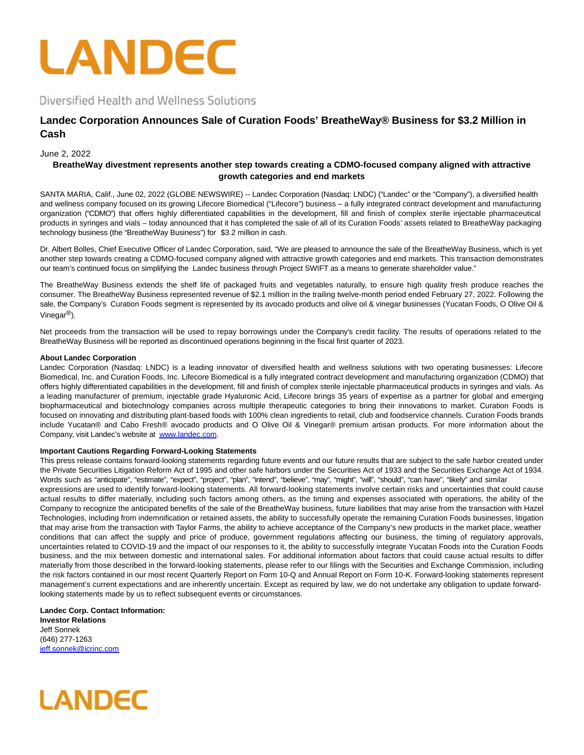# LANDEC

Diversified Health and Wellness Solutions

## Landec Corporation Announces Sale of Curation Foods' BreatheWay® Business for $3.2 Million in Cash

June 2, 2022

**BreatheWay divestment represents another step towards creating a CDMO-focused company aligned with attractive growth categories and end markets**

SANTA MARIA, Calif., June 02, 2022 (GLOBE NEWSWIRE) -- Landec Corporation (Nasdaq: LNDC) ("Landec" or the "Company"), a diversified health and wellness company focused on its growing Lifecore Biomedical ("Lifecore") business – a fully integrated contract development and manufacturing organization ("CDMO") that offers highly differentiated capabilities in the development, fill and finish of complex sterile injectable pharmaceutical products in syringes and vials – today announced that it has completed the sale of all of its Curation Foods' assets related to BreatheWay packaging technology business (the "BreatheWay Business") for $3.2 million in cash.

Dr. Albert Bolles, Chief Executive Officer of Landec Corporation, said, "We are pleased to announce the sale of the BreatheWay Business, which is yet another step towards creating a CDMO-focused company aligned with attractive growth categories and end markets. This transaction demonstrates our team's continued focus on simplifying the Landec business through Project SWIFT as a means to generate shareholder value."

The BreatheWay Business extends the shelf life of packaged fruits and vegetables naturally, to ensure high quality fresh produce reaches the consumer. The BreatheWay Business represented revenue of $2.1 million in the trailing twelve-month period ended February 27, 2022. Following the sale, the Company's Curation Foods segment is represented by its avocado products and olive oil & vinegar businesses (Yucatan Foods, O Olive Oil & Vinegar®).

Net proceeds from the transaction will be used to repay borrowings under the Company's credit facility. The results of operations related to the BreatheWay Business will be reported as discontinued operations beginning in the fiscal first quarter of 2023.

**About Landec Corporation**

Landec Corporation (Nasdaq: LNDC) is a leading innovator of diversified health and wellness solutions with two operating businesses: Lifecore Biomedical, Inc. and Curation Foods, Inc. Lifecore Biomedical is a fully integrated contract development and manufacturing organization (CDMO) that offers highly differentiated capabilities in the development, fill and finish of complex sterile injectable pharmaceutical products in syringes and vials. As a leading manufacturer of premium, injectable grade Hyaluronic Acid, Lifecore brings 35 years of expertise as a partner for global and emerging biopharmaceutical and biotechnology companies across multiple therapeutic categories to bring their innovations to market. Curation Foods is focused on innovating and distributing plant-based foods with 100% clean ingredients to retail, club and foodservice channels. Curation Foods brands include Yucatan® and Cabo Fresh® avocado products and O Olive Oil & Vinegar® premium artisan products. For more information about the Company, visit Landec's website at www.landec.com.

**Important Cautions Regarding Forward-Looking Statements**

This press release contains forward-looking statements regarding future events and our future results that are subject to the safe harbor created under the Private Securities Litigation Reform Act of 1995 and other safe harbors under the Securities Act of 1933 and the Securities Exchange Act of 1934. Words such as "anticipate", "estimate", "expect", "project", "plan", "intend", "believe", "may", "might", "will", "should", "can have", "likely" and similar expressions are used to identify forward-looking statements. All forward-looking statements involve certain risks and uncertainties that could cause actual results to differ materially, including such factors among others, as the timing and expenses associated with operations, the ability of the Company to recognize the anticipated benefits of the sale of the BreatheWay business, future liabilities that may arise from the transaction with Hazel Technologies, including from indemnification or retained assets, the ability to successfully operate the remaining Curation Foods businesses, litigation that may arise from the transaction with Taylor Farms, the ability to achieve acceptance of the Company's new products in the market place, weather conditions that can affect the supply and price of produce, government regulations affecting our business, the timing of regulatory approvals, uncertainties related to COVID-19 and the impact of our responses to it, the ability to successfully integrate Yucatan Foods into the Curation Foods business, and the mix between domestic and international sales. For additional information about factors that could cause actual results to differ materially from those described in the forward-looking statements, please refer to our filings with the Securities and Exchange Commission, including the risk factors contained in our most recent Quarterly Report on Form 10-Q and Annual Report on Form 10-K. Forward-looking statements represent management's current expectations and are inherently uncertain. Except as required by law, we do not undertake any obligation to update forward-looking statements made by us to reflect subsequent events or circumstances.

**Landec Corp. Contact Information:**
**Investor Relations**
Jeff Sonnek
(646) 277-1263
jeff.sonnek@icrinc.com

LANDEC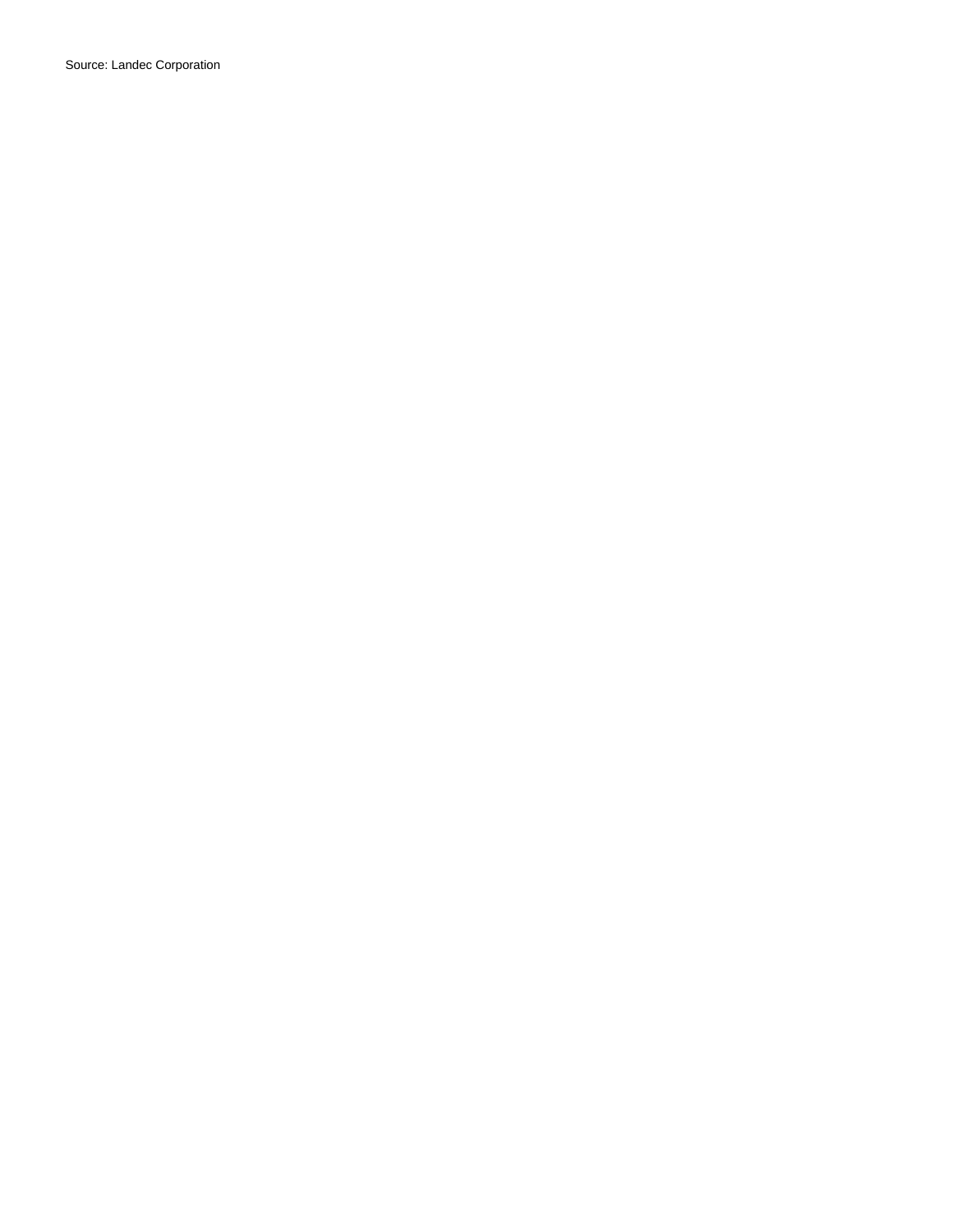Source: Landec Corporation